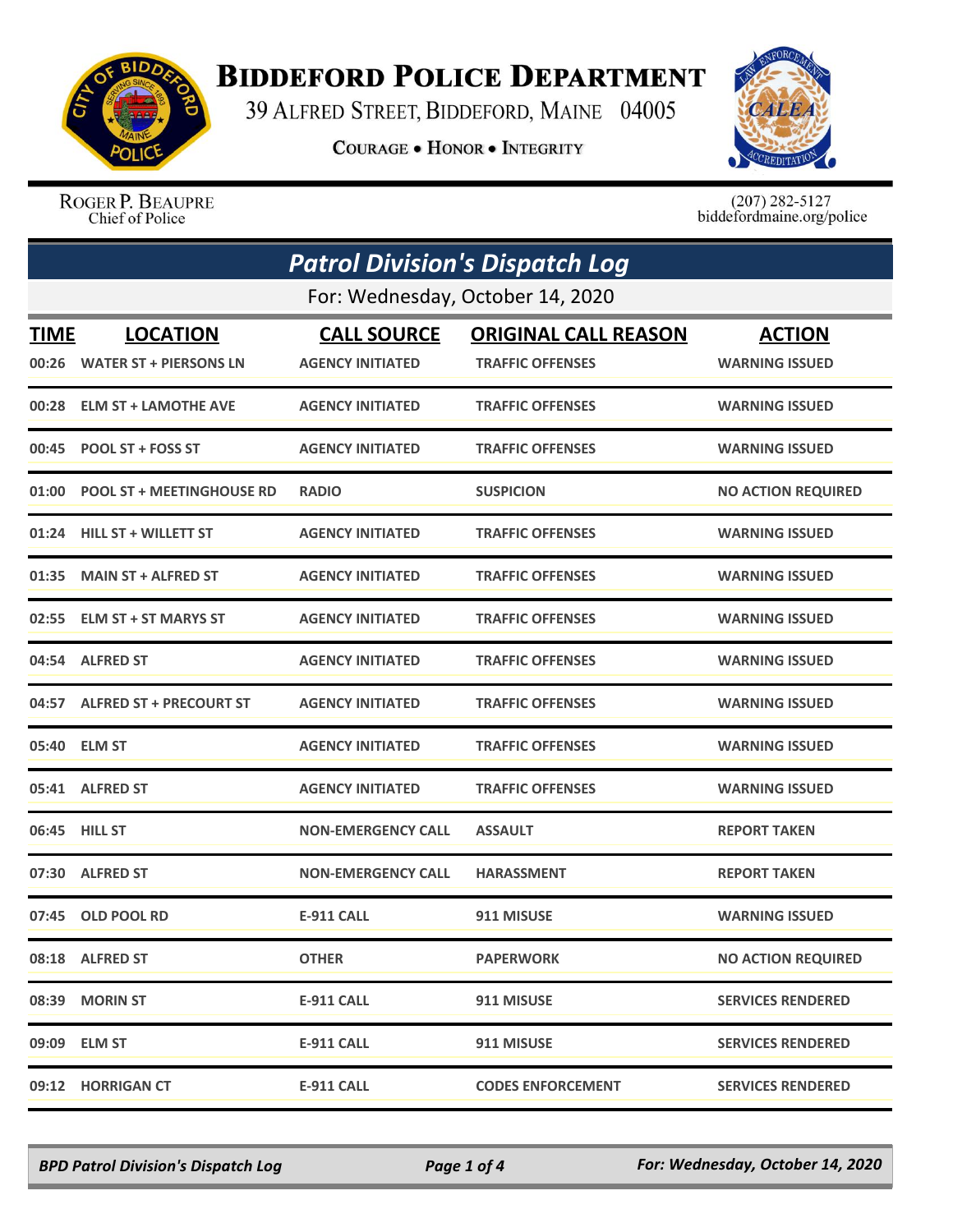# BIDDEFORD POLICE DEPARTMENT

39 ALFRED STREET, BIDDEFORD, MAINE 04005

COURAGE • HONOR • INTEGRITY

ROGER P. BEAUPRE
Chief of Police

(207) 282-5127
biddefordmaine.org/police

## *Patrol Division's Dispatch Log*

For: Wednesday, October 14, 2020

| TIME | LOCATION | CALL SOURCE | ORIGINAL CALL REASON | ACTION |
|---|---|---|---|---|
| 00:26 | WATER ST + PIERSONS LN | AGENCY INITIATED | TRAFFIC OFFENSES | WARNING ISSUED |
| 00:28 | ELM ST + LAMOTHE AVE | AGENCY INITIATED | TRAFFIC OFFENSES | WARNING ISSUED |
| 00:45 | POOL ST + FOSS ST | AGENCY INITIATED | TRAFFIC OFFENSES | WARNING ISSUED |
| 01:00 | POOL ST + MEETINGHOUSE RD | RADIO | SUSPICION | NO ACTION REQUIRED |
| 01:24 | HILL ST + WILLETT ST | AGENCY INITIATED | TRAFFIC OFFENSES | WARNING ISSUED |
| 01:35 | MAIN ST + ALFRED ST | AGENCY INITIATED | TRAFFIC OFFENSES | WARNING ISSUED |
| 02:55 | ELM ST + ST MARYS ST | AGENCY INITIATED | TRAFFIC OFFENSES | WARNING ISSUED |
| 04:54 | ALFRED ST | AGENCY INITIATED | TRAFFIC OFFENSES | WARNING ISSUED |
| 04:57 | ALFRED ST + PRECOURT ST | AGENCY INITIATED | TRAFFIC OFFENSES | WARNING ISSUED |
| 05:40 | ELM ST | AGENCY INITIATED | TRAFFIC OFFENSES | WARNING ISSUED |
| 05:41 | ALFRED ST | AGENCY INITIATED | TRAFFIC OFFENSES | WARNING ISSUED |
| 06:45 | HILL ST | NON-EMERGENCY CALL | ASSAULT | REPORT TAKEN |
| 07:30 | ALFRED ST | NON-EMERGENCY CALL | HARASSMENT | REPORT TAKEN |
| 07:45 | OLD POOL RD | E-911 CALL | 911 MISUSE | WARNING ISSUED |
| 08:18 | ALFRED ST | OTHER | PAPERWORK | NO ACTION REQUIRED |
| 08:39 | MORIN ST | E-911 CALL | 911 MISUSE | SERVICES RENDERED |
| 09:09 | ELM ST | E-911 CALL | 911 MISUSE | SERVICES RENDERED |
| 09:12 | HORRIGAN CT | E-911 CALL | CODES ENFORCEMENT | SERVICES RENDERED |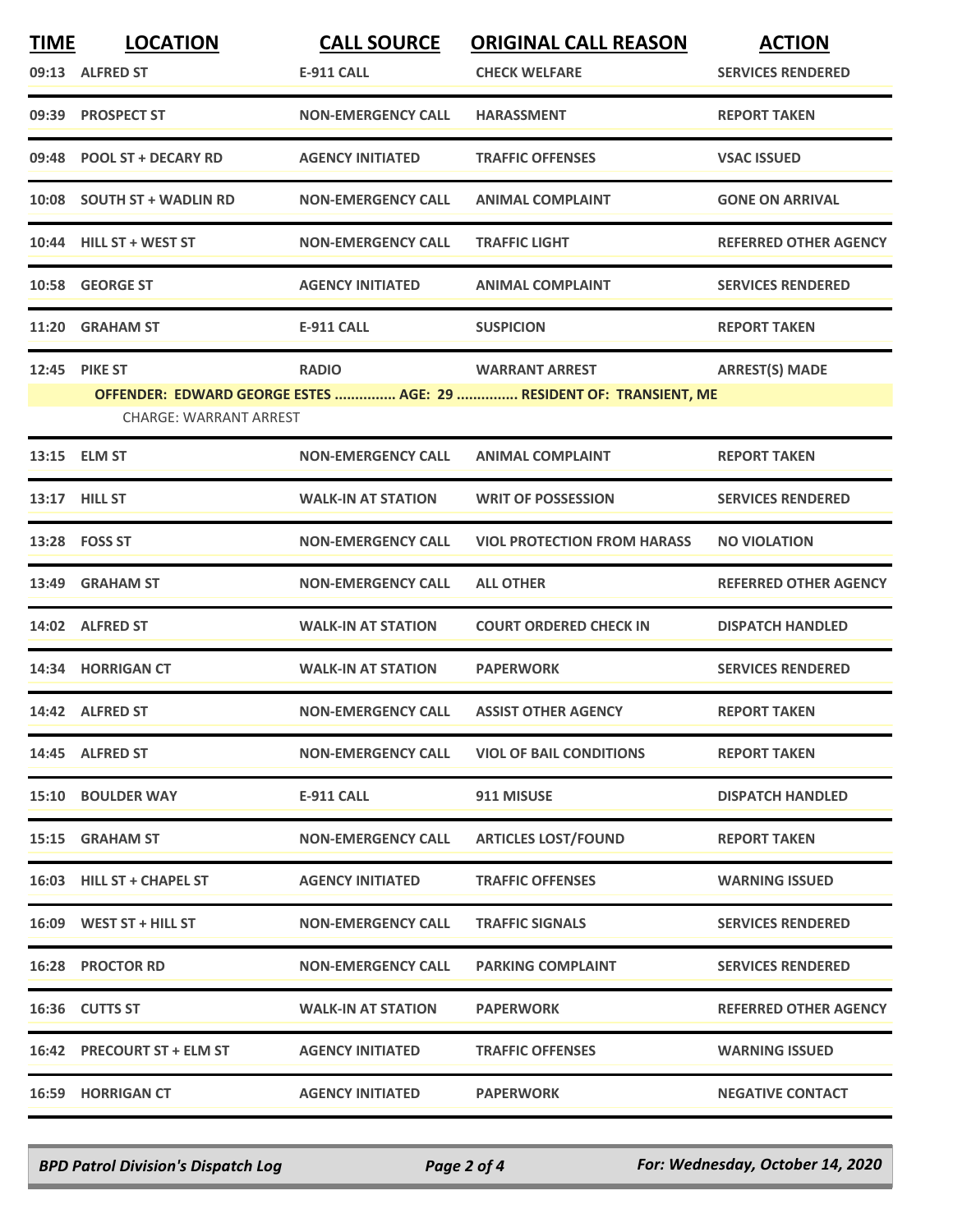| TIME | LOCATION | CALL SOURCE | ORIGINAL CALL REASON | ACTION |
|---|---|---|---|---|
| 09:13 | ALFRED ST | E-911 CALL | CHECK WELFARE | SERVICES RENDERED |
| 09:39 | PROSPECT ST | NON-EMERGENCY CALL | HARASSMENT | REPORT TAKEN |
| 09:48 | POOL ST + DECARY RD | AGENCY INITIATED | TRAFFIC OFFENSES | VSAC ISSUED |
| 10:08 | SOUTH ST + WADLIN RD | NON-EMERGENCY CALL | ANIMAL COMPLAINT | GONE ON ARRIVAL |
| 10:44 | HILL ST + WEST ST | NON-EMERGENCY CALL | TRAFFIC LIGHT | REFERRED OTHER AGENCY |
| 10:58 | GEORGE ST | AGENCY INITIATED | ANIMAL COMPLAINT | SERVICES RENDERED |
| 11:20 | GRAHAM ST | E-911 CALL | SUSPICION | REPORT TAKEN |
| 12:45 | PIKE ST | RADIO | WARRANT ARREST | ARREST(S) MADE |
| | OFFENDER: EDWARD GEORGE ESTES ............... AGE: 29 ............... RESIDENT OF: TRANSIENT, ME | | | |
| | CHARGE: WARRANT ARREST | | | |
| 13:15 | ELM ST | NON-EMERGENCY CALL | ANIMAL COMPLAINT | REPORT TAKEN |
| 13:17 | HILL ST | WALK-IN AT STATION | WRIT OF POSSESSION | SERVICES RENDERED |
| 13:28 | FOSS ST | NON-EMERGENCY CALL | VIOL PROTECTION FROM HARASS | NO VIOLATION |
| 13:49 | GRAHAM ST | NON-EMERGENCY CALL | ALL OTHER | REFERRED OTHER AGENCY |
| 14:02 | ALFRED ST | WALK-IN AT STATION | COURT ORDERED CHECK IN | DISPATCH HANDLED |
| 14:34 | HORRIGAN CT | WALK-IN AT STATION | PAPERWORK | SERVICES RENDERED |
| 14:42 | ALFRED ST | NON-EMERGENCY CALL | ASSIST OTHER AGENCY | REPORT TAKEN |
| 14:45 | ALFRED ST | NON-EMERGENCY CALL | VIOL OF BAIL CONDITIONS | REPORT TAKEN |
| 15:10 | BOULDER WAY | E-911 CALL | 911 MISUSE | DISPATCH HANDLED |
| 15:15 | GRAHAM ST | NON-EMERGENCY CALL | ARTICLES LOST/FOUND | REPORT TAKEN |
| 16:03 | HILL ST + CHAPEL ST | AGENCY INITIATED | TRAFFIC OFFENSES | WARNING ISSUED |
| 16:09 | WEST ST + HILL ST | NON-EMERGENCY CALL | TRAFFIC SIGNALS | SERVICES RENDERED |
| 16:28 | PROCTOR RD | NON-EMERGENCY CALL | PARKING COMPLAINT | SERVICES RENDERED |
| 16:36 | CUTTS ST | WALK-IN AT STATION | PAPERWORK | REFERRED OTHER AGENCY |
| 16:42 | PRECOURT ST + ELM ST | AGENCY INITIATED | TRAFFIC OFFENSES | WARNING ISSUED |
| 16:59 | HORRIGAN CT | AGENCY INITIATED | PAPERWORK | NEGATIVE CONTACT |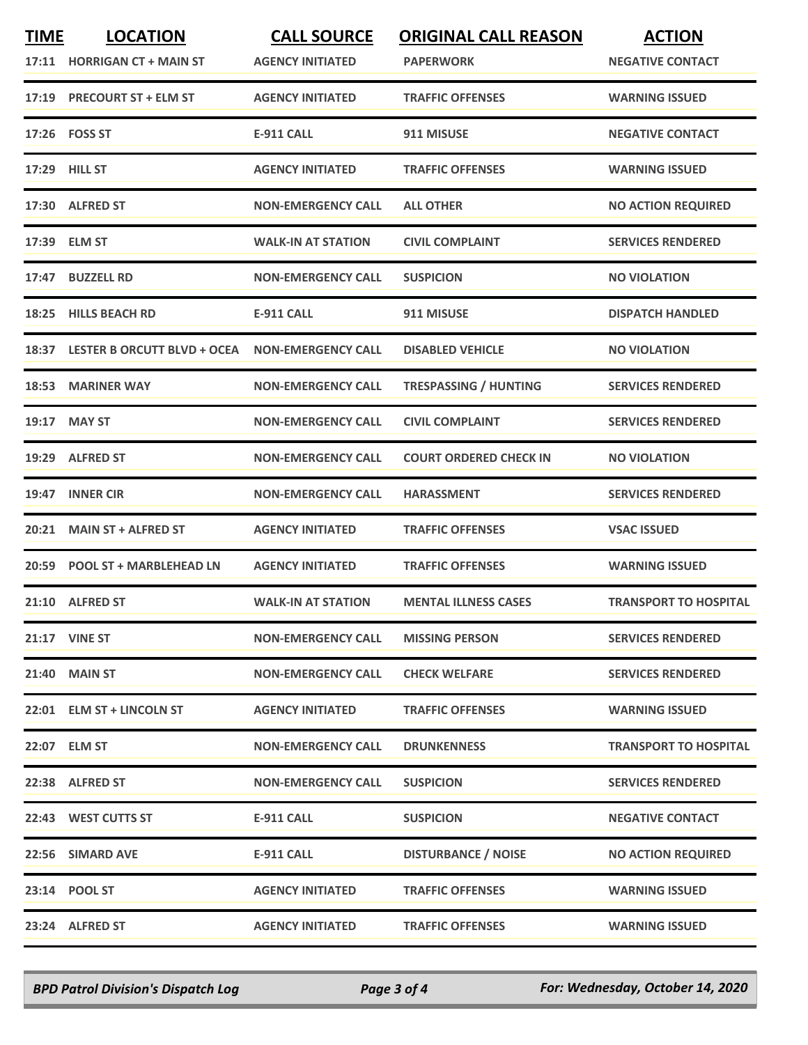| TIME | LOCATION | CALL SOURCE | ORIGINAL CALL REASON | ACTION |
|---|---|---|---|---|
| 17:11 | HORRIGAN CT + MAIN ST | AGENCY INITIATED | PAPERWORK | NEGATIVE CONTACT |
| 17:19 | PRECOURT ST + ELM ST | AGENCY INITIATED | TRAFFIC OFFENSES | WARNING ISSUED |
| 17:26 | FOSS ST | E-911 CALL | 911 MISUSE | NEGATIVE CONTACT |
| 17:29 | HILL ST | AGENCY INITIATED | TRAFFIC OFFENSES | WARNING ISSUED |
| 17:30 | ALFRED ST | NON-EMERGENCY CALL | ALL OTHER | NO ACTION REQUIRED |
| 17:39 | ELM ST | WALK-IN AT STATION | CIVIL COMPLAINT | SERVICES RENDERED |
| 17:47 | BUZZELL RD | NON-EMERGENCY CALL | SUSPICION | NO VIOLATION |
| 18:25 | HILLS BEACH RD | E-911 CALL | 911 MISUSE | DISPATCH HANDLED |
| 18:37 | LESTER B ORCUTT BLVD + OCEA | NON-EMERGENCY CALL | DISABLED VEHICLE | NO VIOLATION |
| 18:53 | MARINER WAY | NON-EMERGENCY CALL | TRESPASSING / HUNTING | SERVICES RENDERED |
| 19:17 | MAY ST | NON-EMERGENCY CALL | CIVIL COMPLAINT | SERVICES RENDERED |
| 19:29 | ALFRED ST | NON-EMERGENCY CALL | COURT ORDERED CHECK IN | NO VIOLATION |
| 19:47 | INNER CIR | NON-EMERGENCY CALL | HARASSMENT | SERVICES RENDERED |
| 20:21 | MAIN ST + ALFRED ST | AGENCY INITIATED | TRAFFIC OFFENSES | VSAC ISSUED |
| 20:59 | POOL ST + MARBLEHEAD LN | AGENCY INITIATED | TRAFFIC OFFENSES | WARNING ISSUED |
| 21:10 | ALFRED ST | WALK-IN AT STATION | MENTAL ILLNESS CASES | TRANSPORT TO HOSPITAL |
| 21:17 | VINE ST | NON-EMERGENCY CALL | MISSING PERSON | SERVICES RENDERED |
| 21:40 | MAIN ST | NON-EMERGENCY CALL | CHECK WELFARE | SERVICES RENDERED |
| 22:01 | ELM ST + LINCOLN ST | AGENCY INITIATED | TRAFFIC OFFENSES | WARNING ISSUED |
| 22:07 | ELM ST | NON-EMERGENCY CALL | DRUNKENNESS | TRANSPORT TO HOSPITAL |
| 22:38 | ALFRED ST | NON-EMERGENCY CALL | SUSPICION | SERVICES RENDERED |
| 22:43 | WEST CUTTS ST | E-911 CALL | SUSPICION | NEGATIVE CONTACT |
| 22:56 | SIMARD AVE | E-911 CALL | DISTURBANCE / NOISE | NO ACTION REQUIRED |
| 23:14 | POOL ST | AGENCY INITIATED | TRAFFIC OFFENSES | WARNING ISSUED |
| 23:24 | ALFRED ST | AGENCY INITIATED | TRAFFIC OFFENSES | WARNING ISSUED |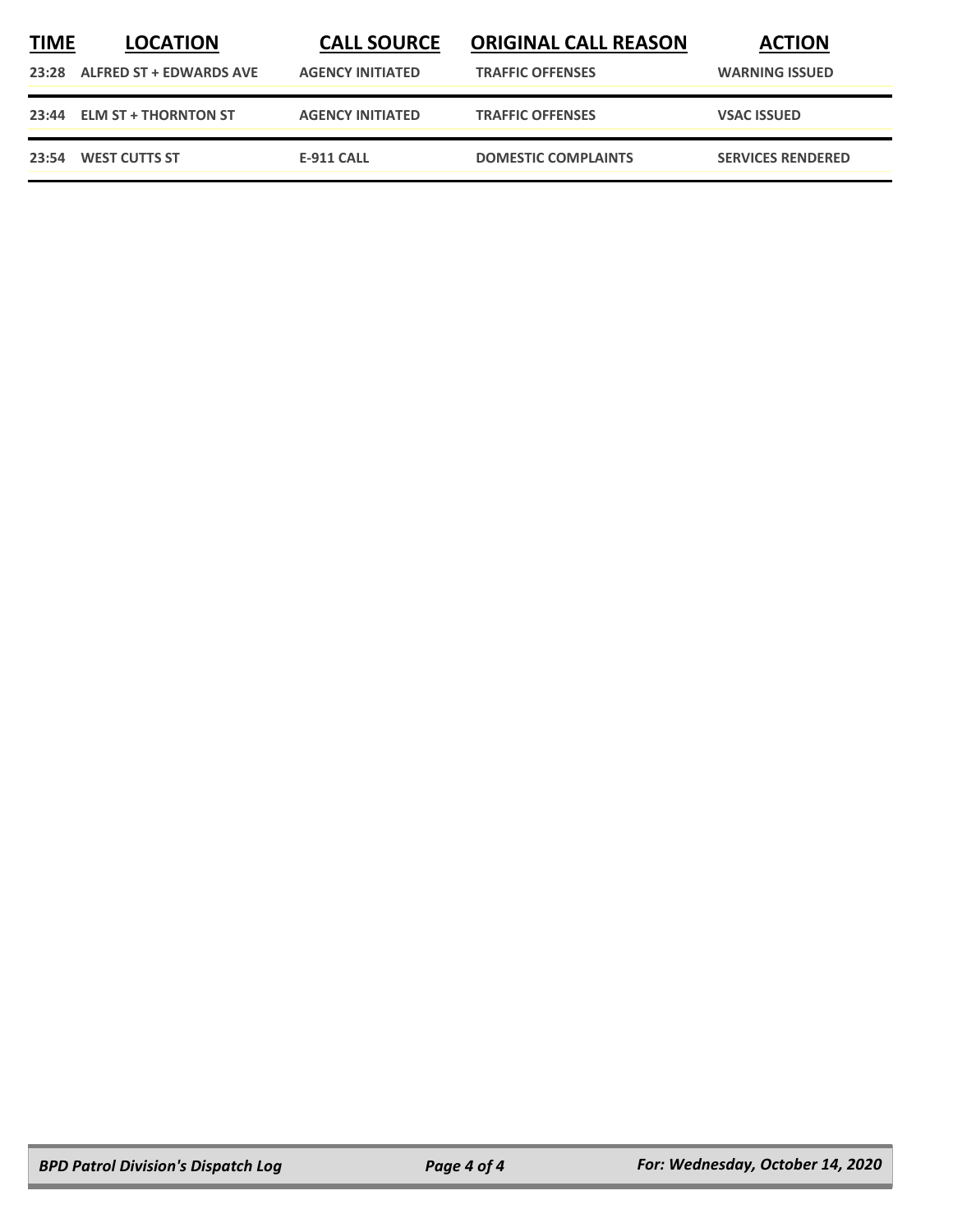| TIME | LOCATION | CALL SOURCE | ORIGINAL CALL REASON | ACTION |
|---|---|---|---|---|
| 23:28 | ALFRED ST + EDWARDS AVE | AGENCY INITIATED | TRAFFIC OFFENSES | WARNING ISSUED |
| 23:44 | ELM ST + THORNTON ST | AGENCY INITIATED | TRAFFIC OFFENSES | VSAC ISSUED |
| 23:54 | WEST CUTTS ST | E-911 CALL | DOMESTIC COMPLAINTS | SERVICES RENDERED |